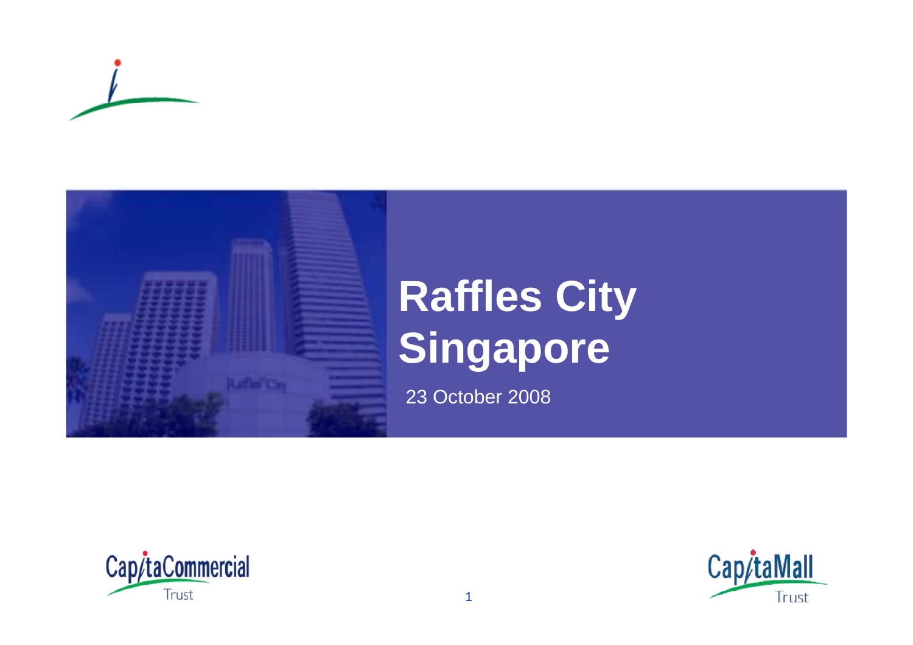# Raffles City Singapore

23 October 2008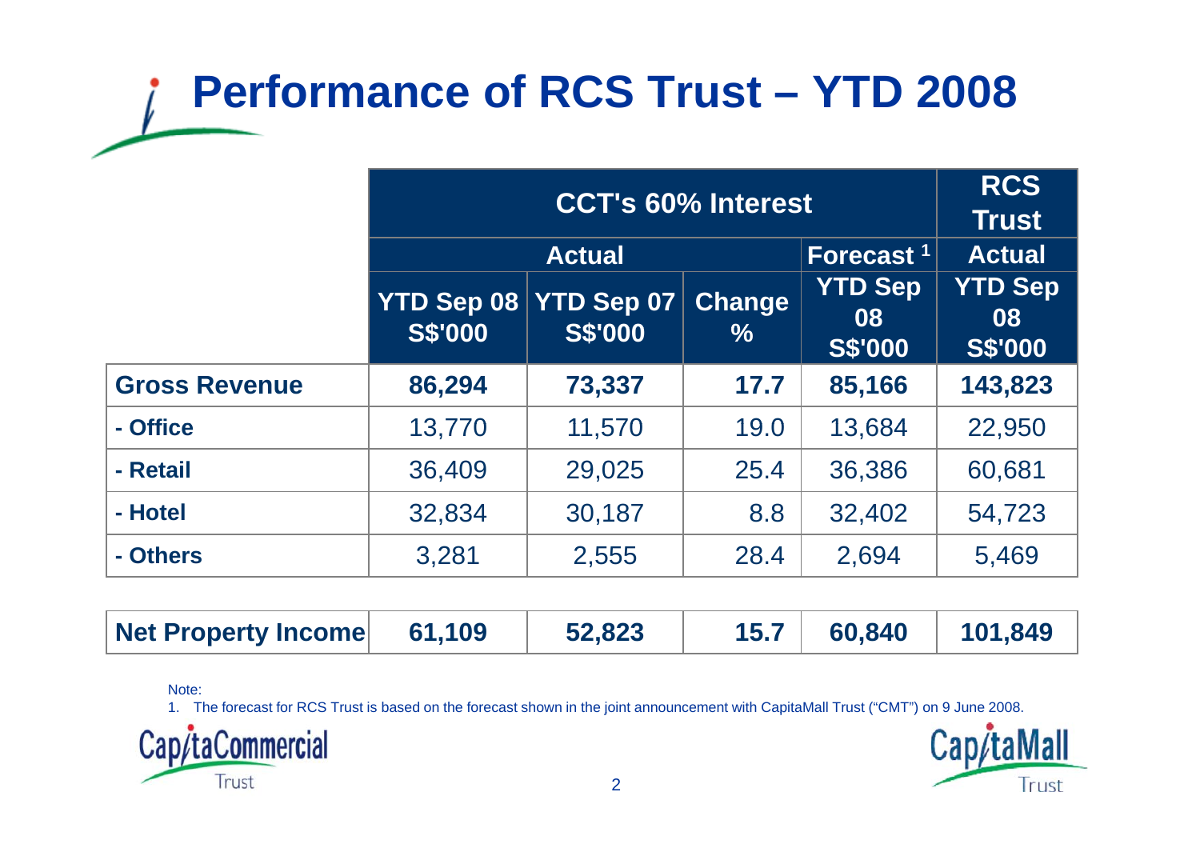# Performance of RCS Trust – YTD 2008

| | CCT's 60% Interest | | | | RCS Trust |
|---|---|---|---|---|---|
| | Actual | | | Forecast [1] | Actual |
| | YTD Sep 08 S$'000 | YTD Sep 07 S$'000 | Change % | YTD Sep 08 S$'000 | YTD Sep 08 S$'000 |
| **Gross Revenue** | **86,294** | **73,337** | **17.7** | **85,166** | **143,823** |
| **- Office** | 13,770 | 11,570 | 19.0 | 13,684 | 22,950 |
| **- Retail** | 36,409 | 29,025 | 25.4 | 36,386 | 60,681 |
| **- Hotel** | 32,834 | 30,187 | 8.8 | 32,402 | 54,723 |
| **- Others** | 3,281 | 2,555 | 28.4 | 2,694 | 5,469 |
| **Net Property Income** | **61,109** | **52,823** | **15.7** | **60,840** | **101,849** |

Note:

1. The forecast for RCS Trust is based on the forecast shown in the joint announcement with CapitaMall Trust ("CMT") on 9 June 2008.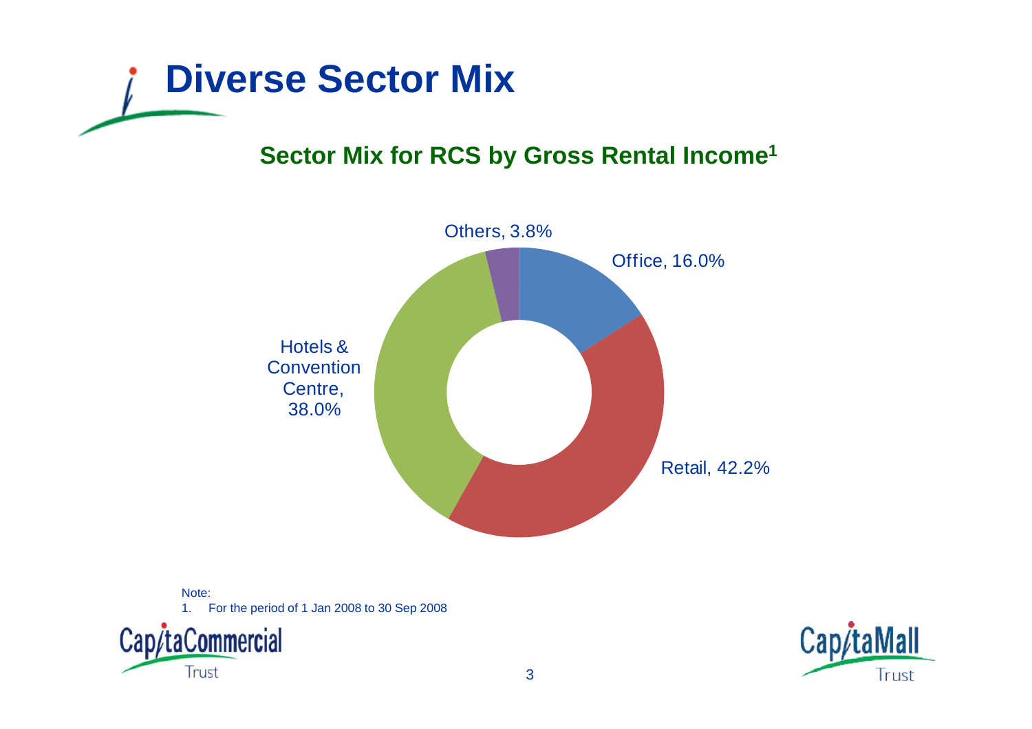# Diverse Sector Mix

## Sector Mix for RCS by Gross Rental Income[1]

| Sector | % |
|---|---|
| Office | 16.0% |
| Retail | 42.2% |
| Hotels & Convention Centre | 38.0% |
| Others | 3.8% |

Note:

1. For the period of 1 Jan 2008 to 30 Sep 2008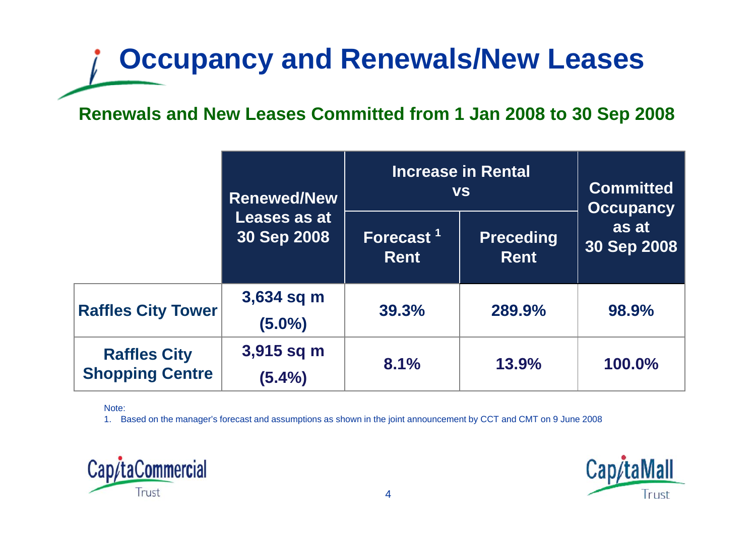# Occupancy and Renewals/New Leases

## Renewals and New Leases Committed from 1 Jan 2008 to 30 Sep 2008

| | Renewed/New Leases as at 30 Sep 2008 | Increase in Rental vs | | Committed Occupancy as at 30 Sep 2008 |
|---|---|---|---|---|
| | | Forecast [1] Rent | Preceding Rent | |
| **Raffles City Tower** | 3,634 sq m (5.0%) | 39.3% | 289.9% | 98.9% |
| **Raffles City Shopping Centre** | 3,915 sq m (5.4%) | 8.1% | 13.9% | 100.0% |

Note:

1. Based on the manager's forecast and assumptions as shown in the joint announcement by CCT and CMT on 9 June 2008

CapitaCommercial Trust

CapitaMall Trust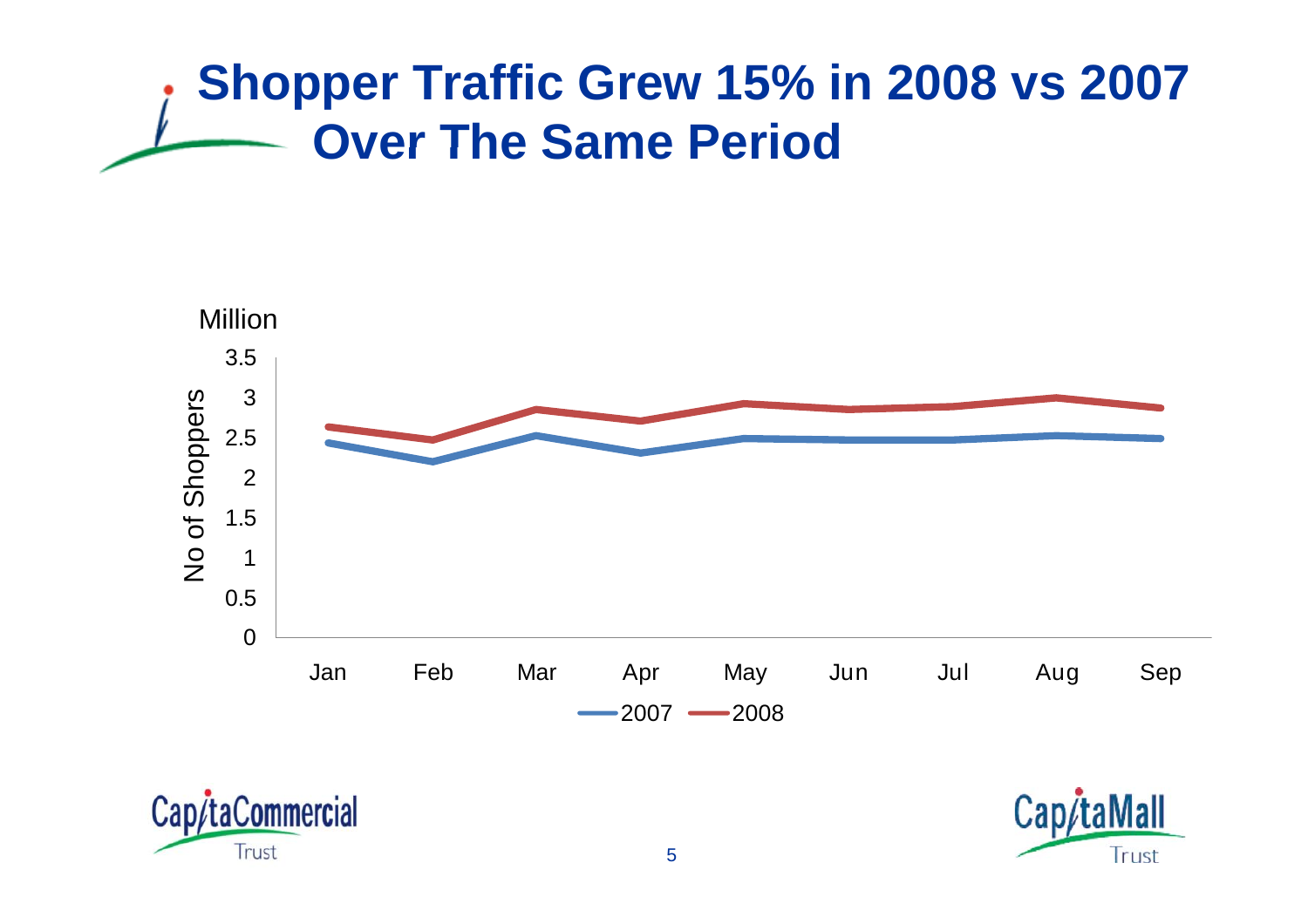# Shopper Traffic Grew 15% in 2008 vs 2007 Over The Same Period

Million

No of Shoppers

3.5
3
2.5
2
1.5
1
0.5
0

Jan Feb Mar Apr May Jun Jul Aug Sep

2007 2008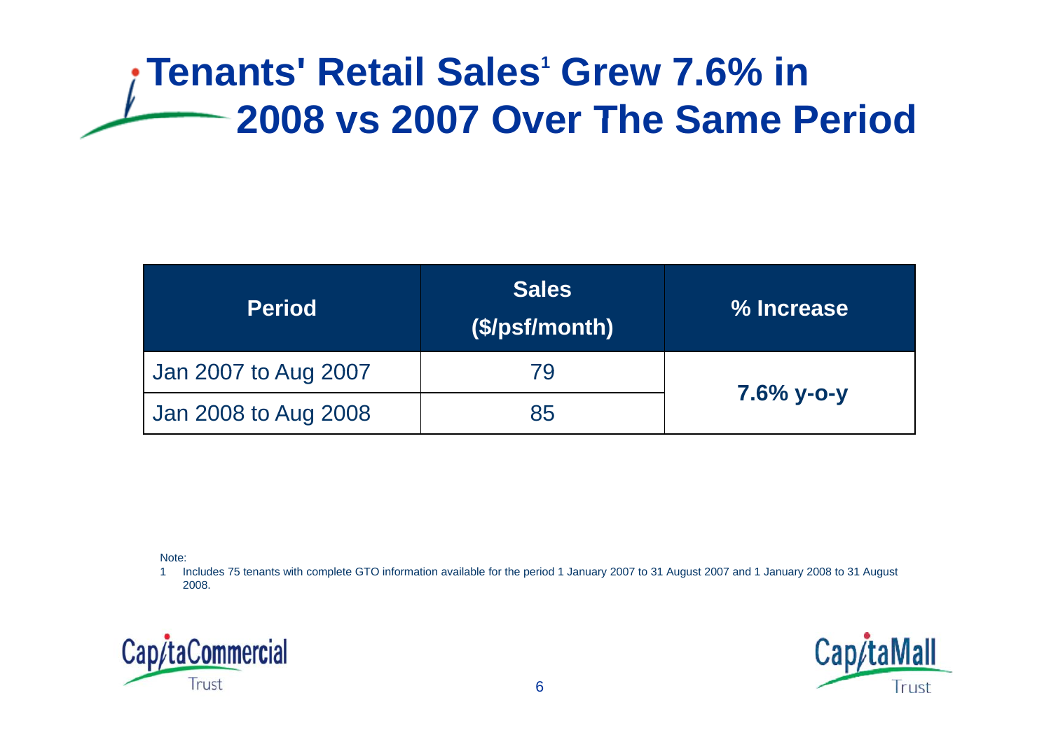# Tenants' Retail Sales[1] Grew 7.6% in 2008 vs 2007 Over The Same Period

| Period | Sales ($/psf/month) | % Increase |
|---|---|---|
| Jan 2007 to Aug 2007 | 79 | **7.6% y-o-y** |
| Jan 2008 to Aug 2008 | 85 | |

Note:

1 Includes 75 tenants with complete GTO information available for the period 1 January 2007 to 31 August 2007 and 1 January 2008 to 31 August 2008.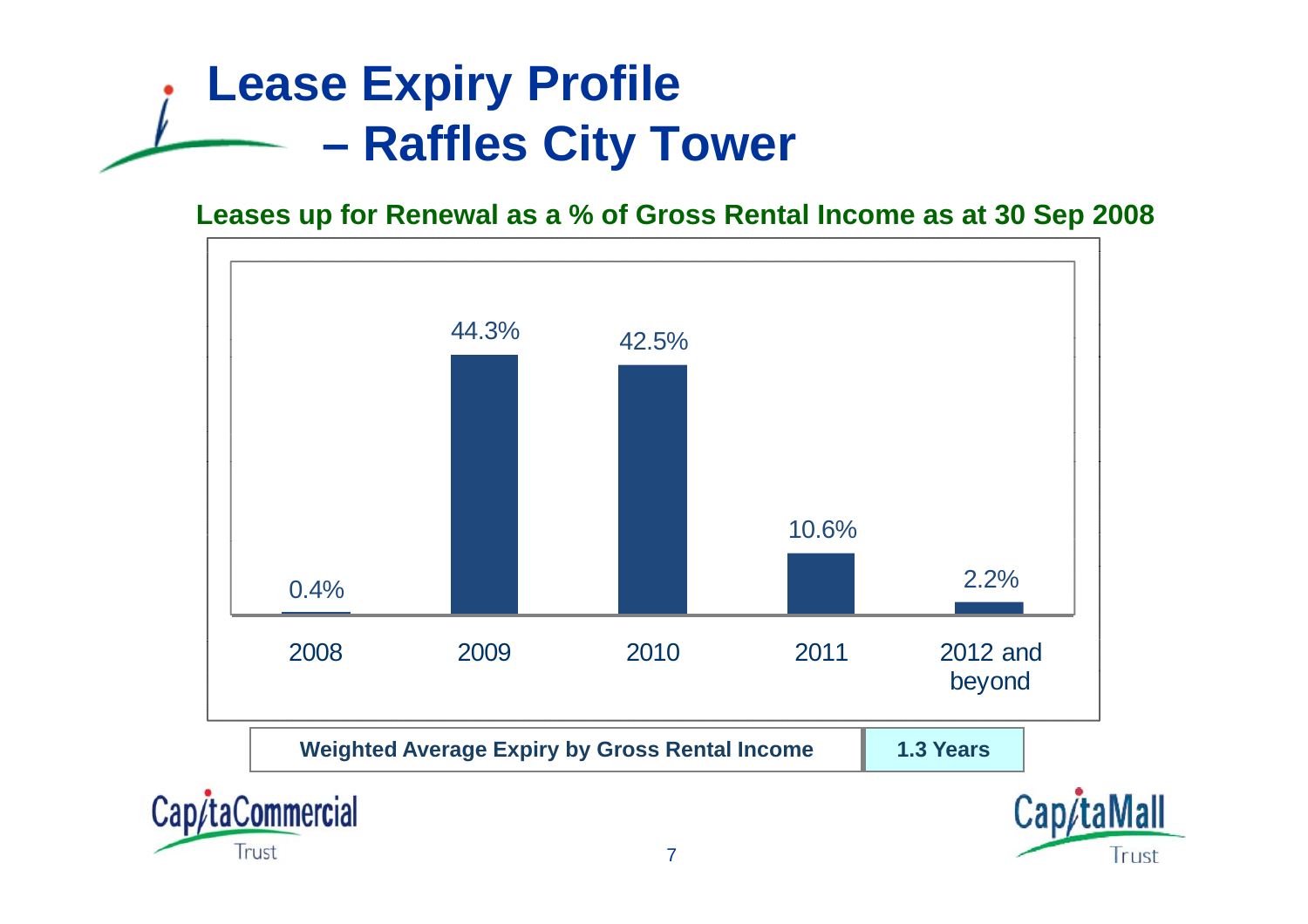# Lease Expiry Profile – Raffles City Tower

**Leases up for Renewal as a % of Gross Rental Income as at 30 Sep 2008**

| Year | % of Gross Rental Income |
|---|---|
| 2008 | 0.4% |
| 2009 | 44.3% |
| 2010 | 42.5% |
| 2011 | 10.6% |
| 2012 and beyond | 2.2% |

| Weighted Average Expiry by Gross Rental Income | 1.3 Years |
|---|---|

CapitaCommercial Trust

CapitaMall Trust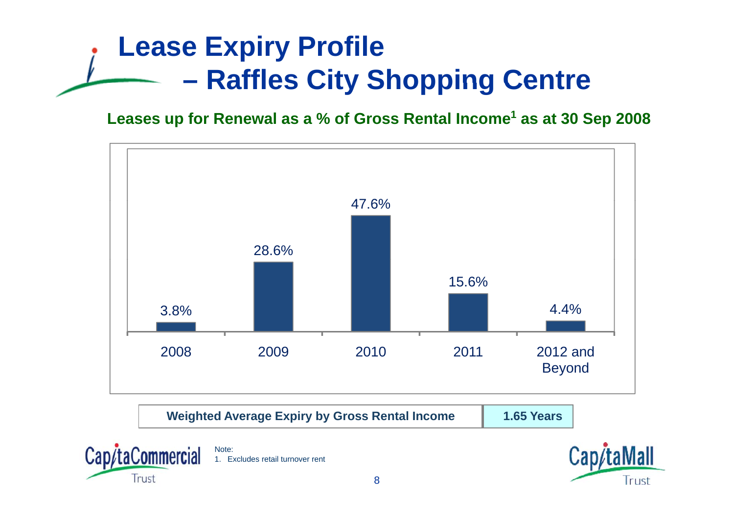# Lease Expiry Profile – Raffles City Shopping Centre

**Leases up for Renewal as a % of Gross Rental Income[1] as at 30 Sep 2008**

| 2008 | 2009 | 2010 | 2011 | 2012 and Beyond |
|---|---|---|---|---|
| 3.8% | 28.6% | 47.6% | 15.6% | 4.4% |

| Weighted Average Expiry by Gross Rental Income | 1.65 Years |
|---|---|

Note:
1. Excludes retail turnover rent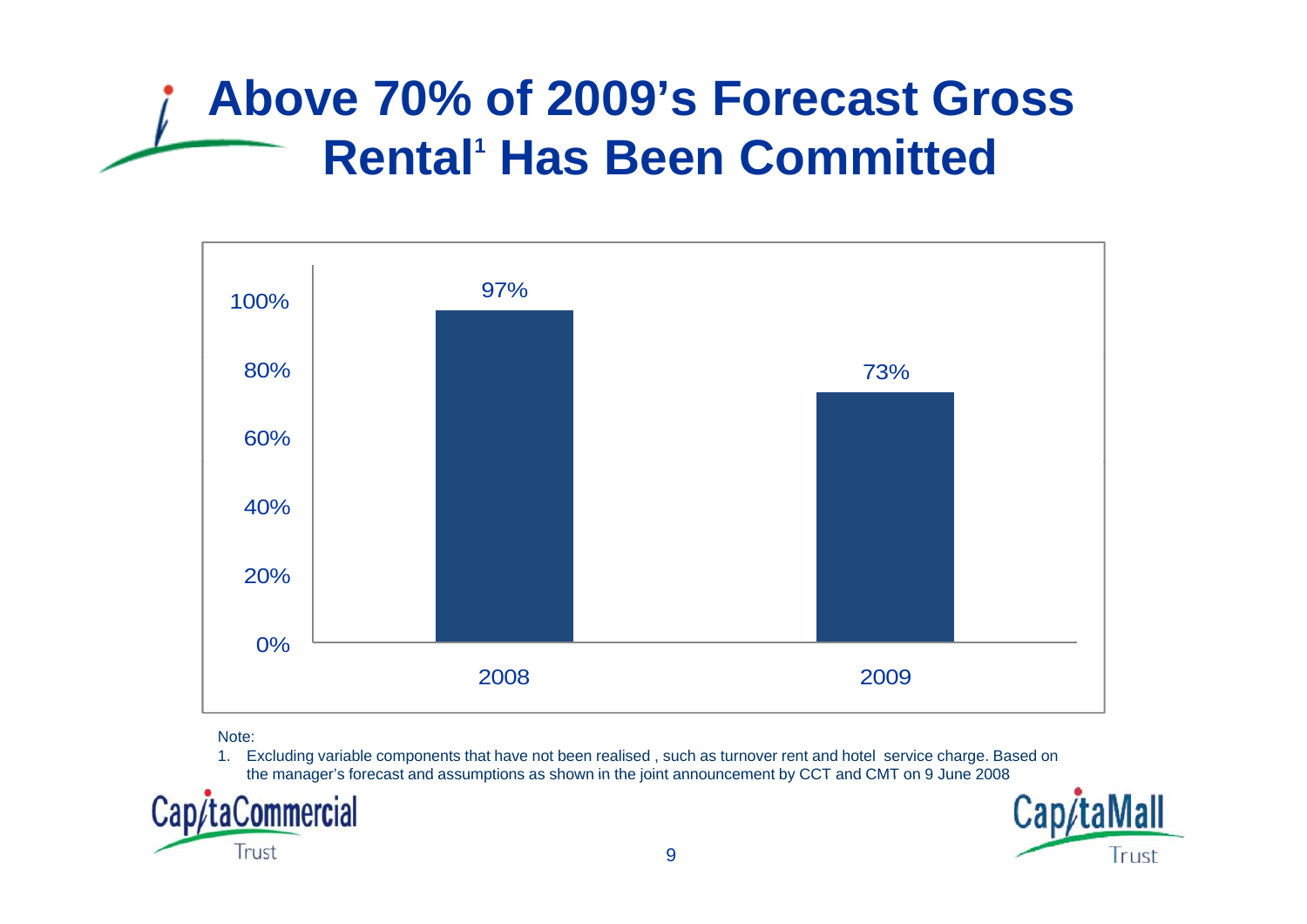# Above 70% of 2009's Forecast Gross Rental[1] Has Been Committed

| Year | Committed |
| --- | --- |
| 2008 | 97% |
| 2009 | 73% |

Note:

1. Excluding variable components that have not been realised , such as turnover rent and hotel service charge. Based on the manager's forecast and assumptions as shown in the joint announcement by CCT and CMT on 9 June 2008

CapitaCommercial Trust

CapitaMall Trust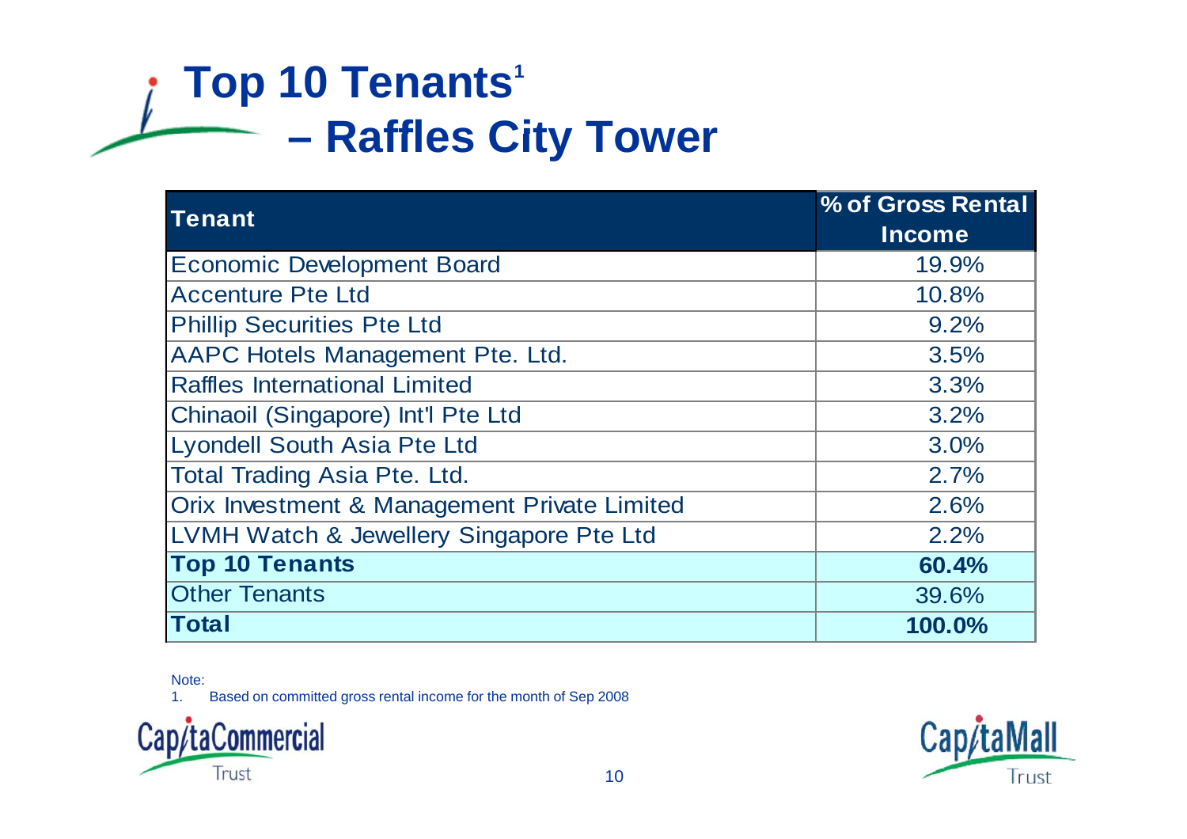# Top 10 Tenants[1] – Raffles City Tower

| Tenant | % of Gross Rental Income |
|---|---|
| Economic Development Board | 19.9% |
| Accenture Pte Ltd | 10.8% |
| Phillip Securities Pte Ltd | 9.2% |
| AAPC Hotels Management Pte. Ltd. | 3.5% |
| Raffles International Limited | 3.3% |
| Chinaoil (Singapore) Int'l Pte Ltd | 3.2% |
| Lyondell South Asia Pte Ltd | 3.0% |
| Total Trading Asia Pte. Ltd. | 2.7% |
| Orix Investment & Management Private Limited | 2.6% |
| LVMH Watch & Jewellery Singapore Pte Ltd | 2.2% |
| **Top 10 Tenants** | **60.4%** |
| Other Tenants | 39.6% |
| **Total** | **100.0%** |

Note:
1. Based on committed gross rental income for the month of Sep 2008

CapitaCommercial Trust

CapitaMall Trust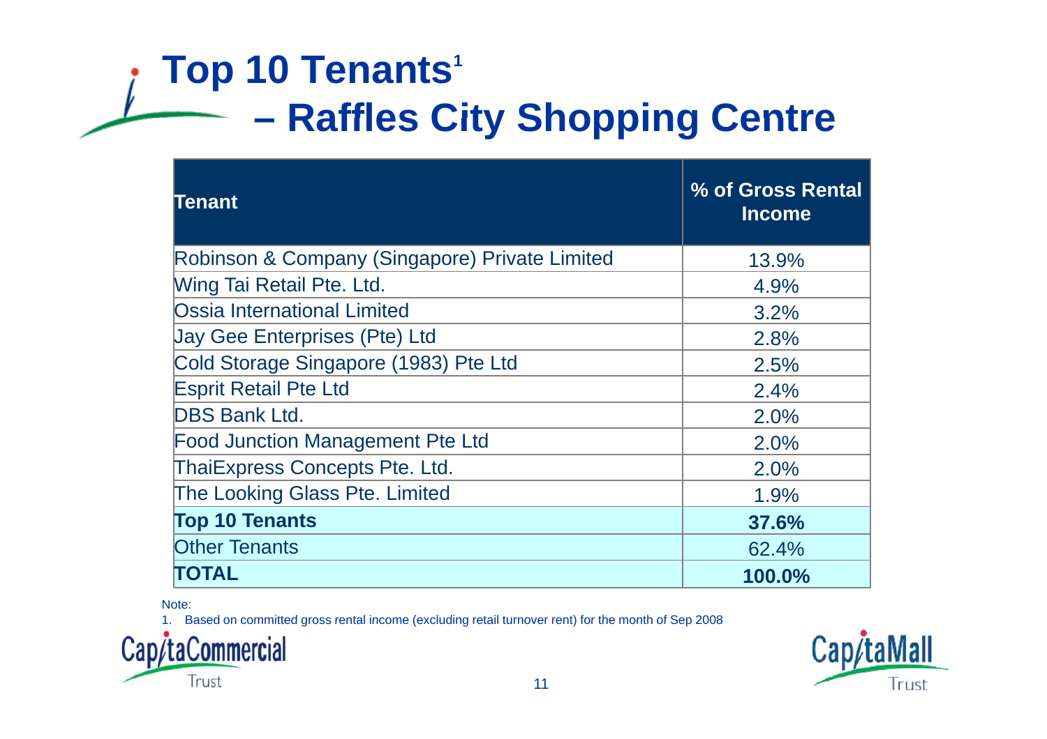# Top 10 Tenants[1] – Raffles City Shopping Centre

| Tenant | % of Gross Rental Income |
|---|---|
| Robinson & Company (Singapore) Private Limited | 13.9% |
| Wing Tai Retail Pte. Ltd. | 4.9% |
| Ossia International Limited | 3.2% |
| Jay Gee Enterprises (Pte) Ltd | 2.8% |
| Cold Storage Singapore (1983) Pte Ltd | 2.5% |
| Esprit Retail Pte Ltd | 2.4% |
| DBS Bank Ltd. | 2.0% |
| Food Junction Management Pte Ltd | 2.0% |
| ThaiExpress Concepts Pte. Ltd. | 2.0% |
| The Looking Glass Pte. Limited | 1.9% |
| **Top 10 Tenants** | **37.6%** |
| Other Tenants | 62.4% |
| **TOTAL** | **100.0%** |

Note:

1. Based on committed gross rental income (excluding retail turnover rent) for the month of Sep 2008

CapitaCommercial Trust

CapitaMall Trust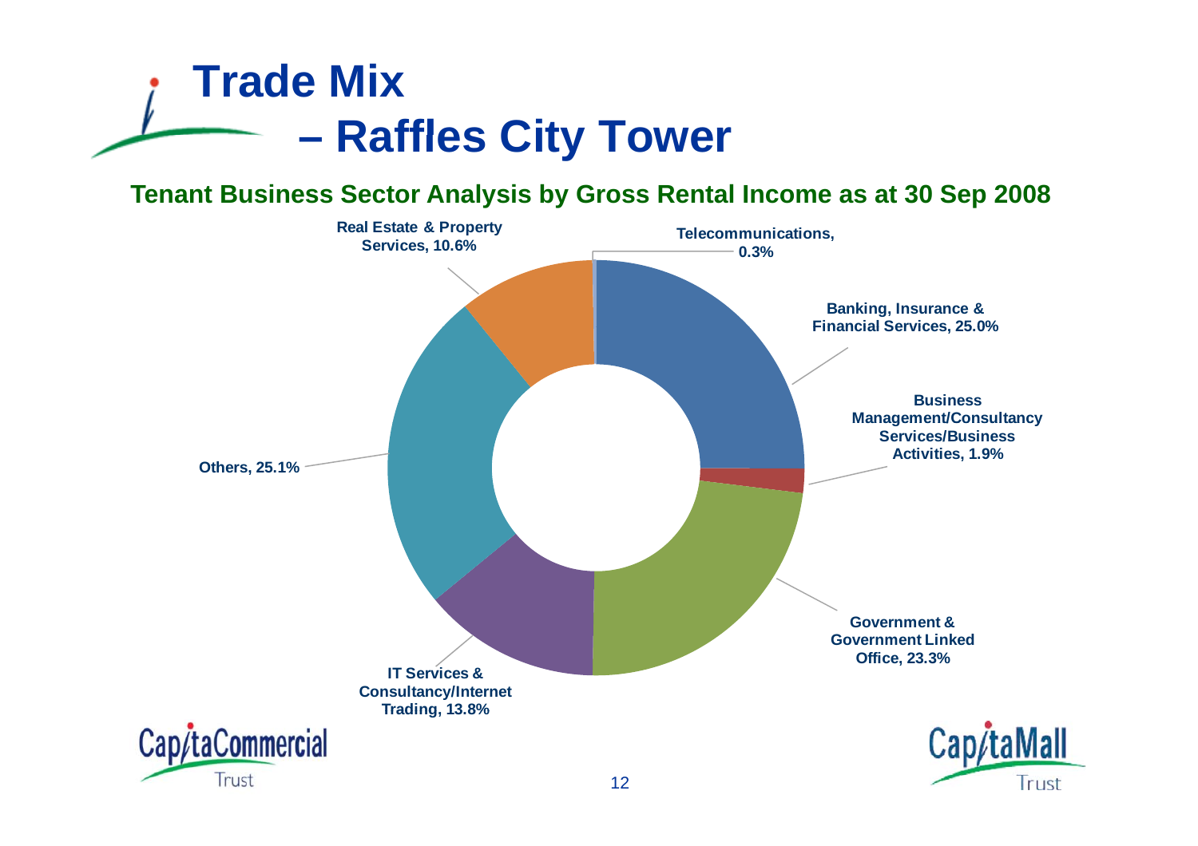# Trade Mix – Raffles City Tower

## Tenant Business Sector Analysis by Gross Rental Income as at 30 Sep 2008

| Sector | % |
|---|---|
| Banking, Insurance & Financial Services | 25.0% |
| Business Management/Consultancy Services/Business Activities | 1.9% |
| Government & Government Linked Office | 23.3% |
| IT Services & Consultancy/Internet Trading | 13.8% |
| Others | 25.1% |
| Real Estate & Property Services | 10.6% |
| Telecommunications | 0.3% |

CapitaCommercial Trust

CapitaMall Trust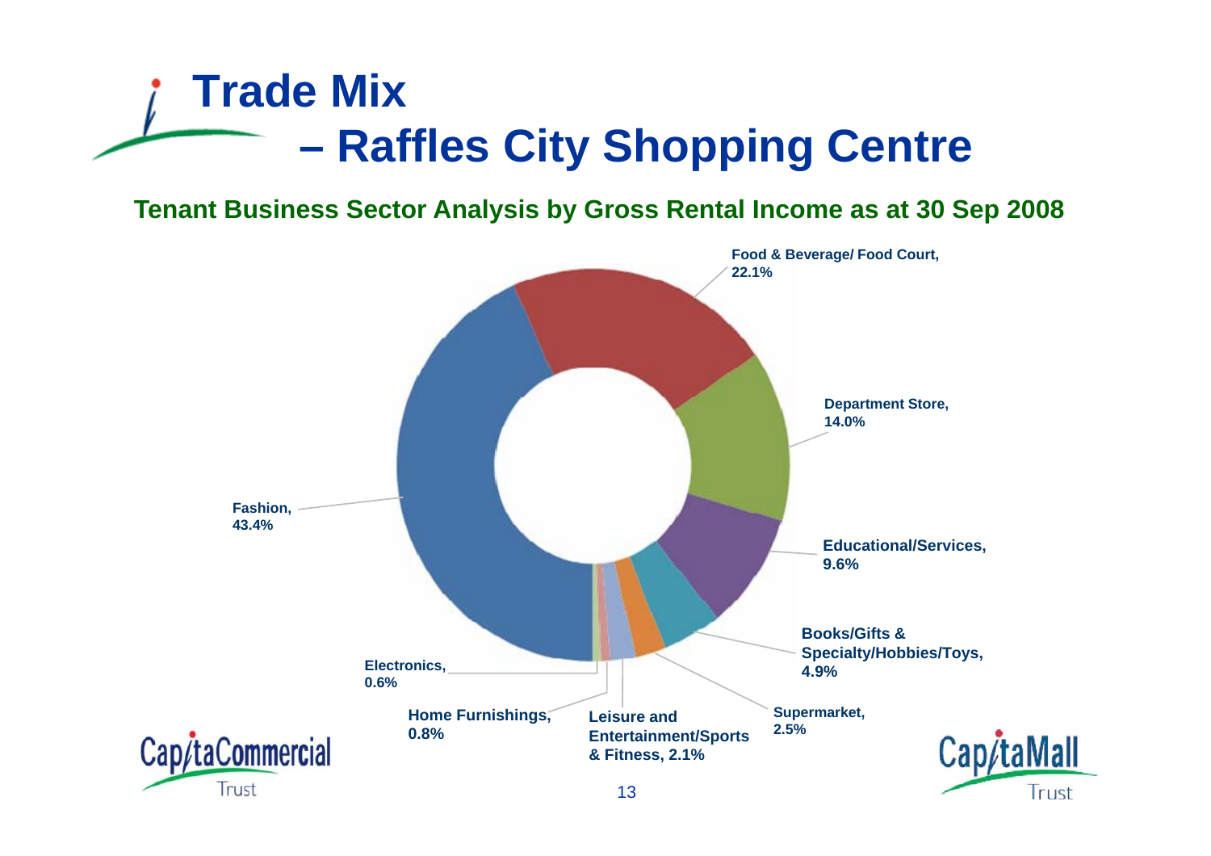# Trade Mix – Raffles City Shopping Centre

## Tenant Business Sector Analysis by Gross Rental Income as at 30 Sep 2008

Food & Beverage/ Food Court, 22.1%

Department Store, 14.0%

Educational/Services, 9.6%

Books/Gifts & Specialty/Hobbies/Toys, 4.9%

Supermarket, 2.5%

Leisure and Entertainment/Sports & Fitness, 2.1%

Home Furnishings, 0.8%

Electronics, 0.6%

Fashion, 43.4%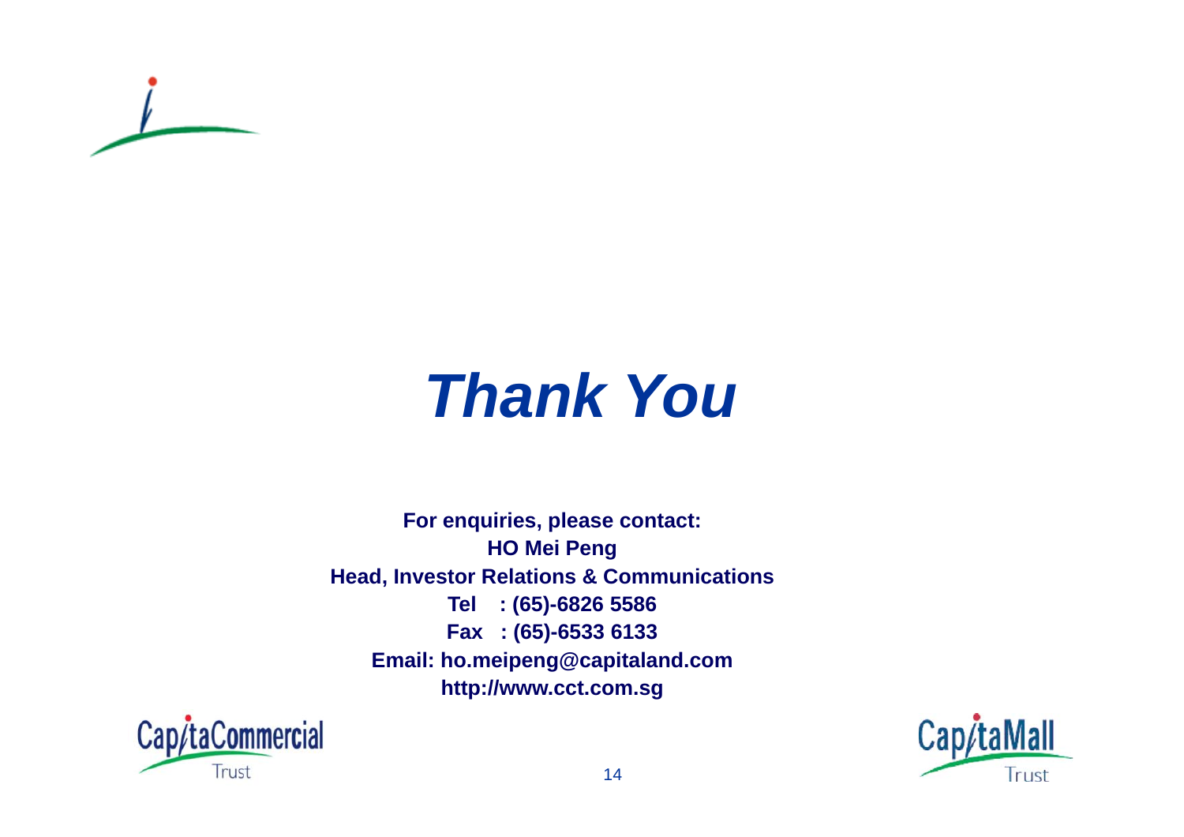# *Thank You*

**For enquiries, please contact:**

**HO Mei Peng**

**Head, Investor Relations & Communications**

**Tel : (65)-6826 5586**

**Fax : (65)-6533 6133**

**Email: ho.meipeng@capitaland.com**

**http://www.cct.com.sg**